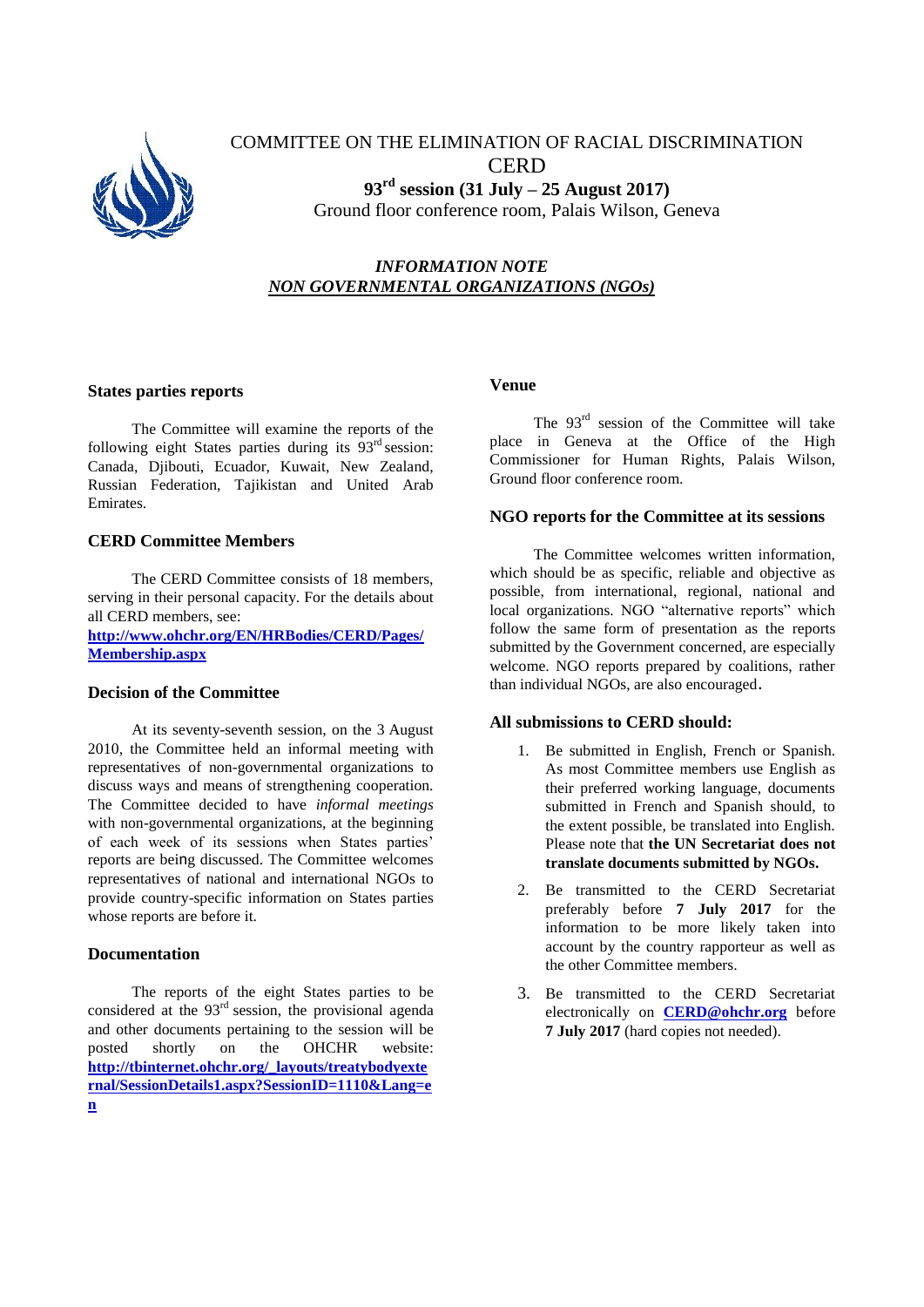# COMMITTEE ON THE ELIMINATION OF RACIAL DISCRIMINATION

# CERD

**93rd session (31 July – 25 August 2017)**

Ground floor conference room, Palais Wilson, Geneva

***INFORMATION NOTE***

***NON GOVERNMENTAL ORGANIZATIONS (NGOs)***

### States parties reports

The Committee will examine the reports of the following eight States parties during its 93rd session: Canada, Djibouti, Ecuador, Kuwait, New Zealand, Russian Federation, Tajikistan and United Arab Emirates.

### CERD Committee Members

The CERD Committee consists of 18 members, serving in their personal capacity. For the details about all CERD members, see: **http://www.ohchr.org/EN/HRBodies/CERD/Pages/Membership.aspx**

### Decision of the Committee

At its seventy-seventh session, on the 3 August 2010, the Committee held an informal meeting with representatives of non-governmental organizations to discuss ways and means of strengthening cooperation. The Committee decided to have *informal meetings* with non-governmental organizations, at the beginning of each week of its sessions when States parties' reports are being discussed. The Committee welcomes representatives of national and international NGOs to provide country-specific information on States parties whose reports are before it.

### Documentation

The reports of the eight States parties to be considered at the 93rd session, the provisional agenda and other documents pertaining to the session will be posted shortly on the OHCHR website: **http://tbinternet.ohchr.org/_layouts/treatybodyexternal/SessionDetails1.aspx?SessionID=1110&Lang=en**

### Venue

The 93rd session of the Committee will take place in Geneva at the Office of the High Commissioner for Human Rights, Palais Wilson, Ground floor conference room.

### NGO reports for the Committee at its sessions

The Committee welcomes written information, which should be as specific, reliable and objective as possible, from international, regional, national and local organizations. NGO "alternative reports" which follow the same form of presentation as the reports submitted by the Government concerned, are especially welcome. NGO reports prepared by coalitions, rather than individual NGOs, are also encouraged.

### All submissions to CERD should:

1. Be submitted in English, French or Spanish. As most Committee members use English as their preferred working language, documents submitted in French and Spanish should, to the extent possible, be translated into English. Please note that **the UN Secretariat does not translate documents submitted by NGOs.**
2. Be transmitted to the CERD Secretariat preferably before **7 July 2017** for the information to be more likely taken into account by the country rapporteur as well as the other Committee members.
3. Be transmitted to the CERD Secretariat electronically on **CERD@ohchr.org** before **7 July 2017** (hard copies not needed).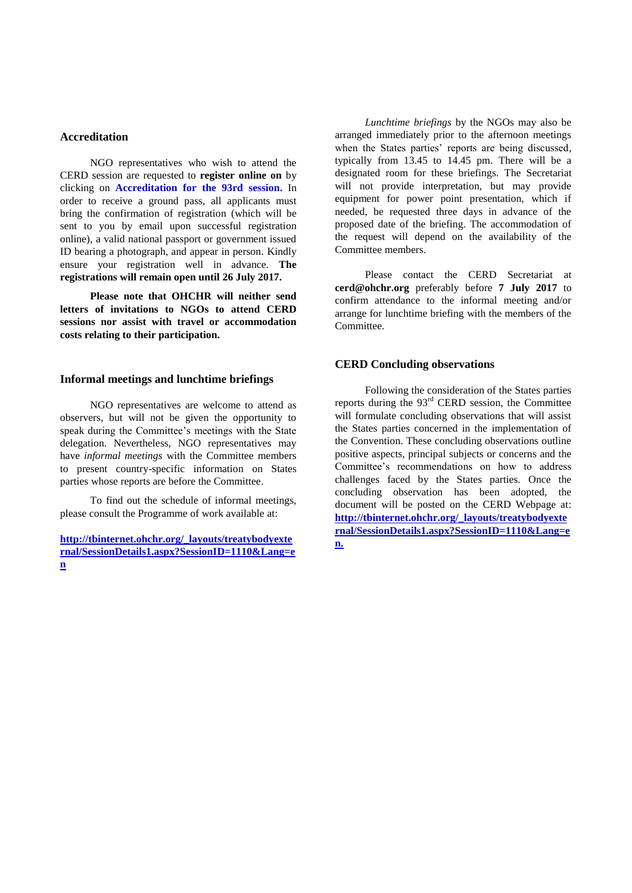## Accreditation

NGO representatives who wish to attend the CERD session are requested to **register online on** by clicking on **Accreditation for the 93rd session.** In order to receive a ground pass, all applicants must bring the confirmation of registration (which will be sent to you by email upon successful registration online), a valid national passport or government issued ID bearing a photograph, and appear in person. Kindly ensure your registration well in advance. **The registrations will remain open until 26 July 2017.**

**Please note that OHCHR will neither send letters of invitations to NGOs to attend CERD sessions nor assist with travel or accommodation costs relating to their participation.**

## Informal meetings and lunchtime briefings

NGO representatives are welcome to attend as observers, but will not be given the opportunity to speak during the Committee's meetings with the State delegation. Nevertheless, NGO representatives may have *informal meetings* with the Committee members to present country-specific information on States parties whose reports are before the Committee.

To find out the schedule of informal meetings, please consult the Programme of work available at:

**http://tbinternet.ohchr.org/_layouts/treatybodyexternal/SessionDetails1.aspx?SessionID=1110&Lang=en**

*Lunchtime briefings* by the NGOs may also be arranged immediately prior to the afternoon meetings when the States parties' reports are being discussed, typically from 13.45 to 14.45 pm. There will be a designated room for these briefings. The Secretariat will not provide interpretation, but may provide equipment for power point presentation, which if needed, be requested three days in advance of the proposed date of the briefing. The accommodation of the request will depend on the availability of the Committee members.

Please contact the CERD Secretariat at **cerd@ohchr.org** preferably before **7 July 2017** to confirm attendance to the informal meeting and/or arrange for lunchtime briefing with the members of the Committee.

## CERD Concluding observations

Following the consideration of the States parties reports during the 93rd CERD session, the Committee will formulate concluding observations that will assist the States parties concerned in the implementation of the Convention. These concluding observations outline positive aspects, principal subjects or concerns and the Committee's recommendations on how to address challenges faced by the States parties. Once the concluding observation has been adopted, the document will be posted on the CERD Webpage at: **http://tbinternet.ohchr.org/_layouts/treatybodyexternal/SessionDetails1.aspx?SessionID=1110&Lang=en.**